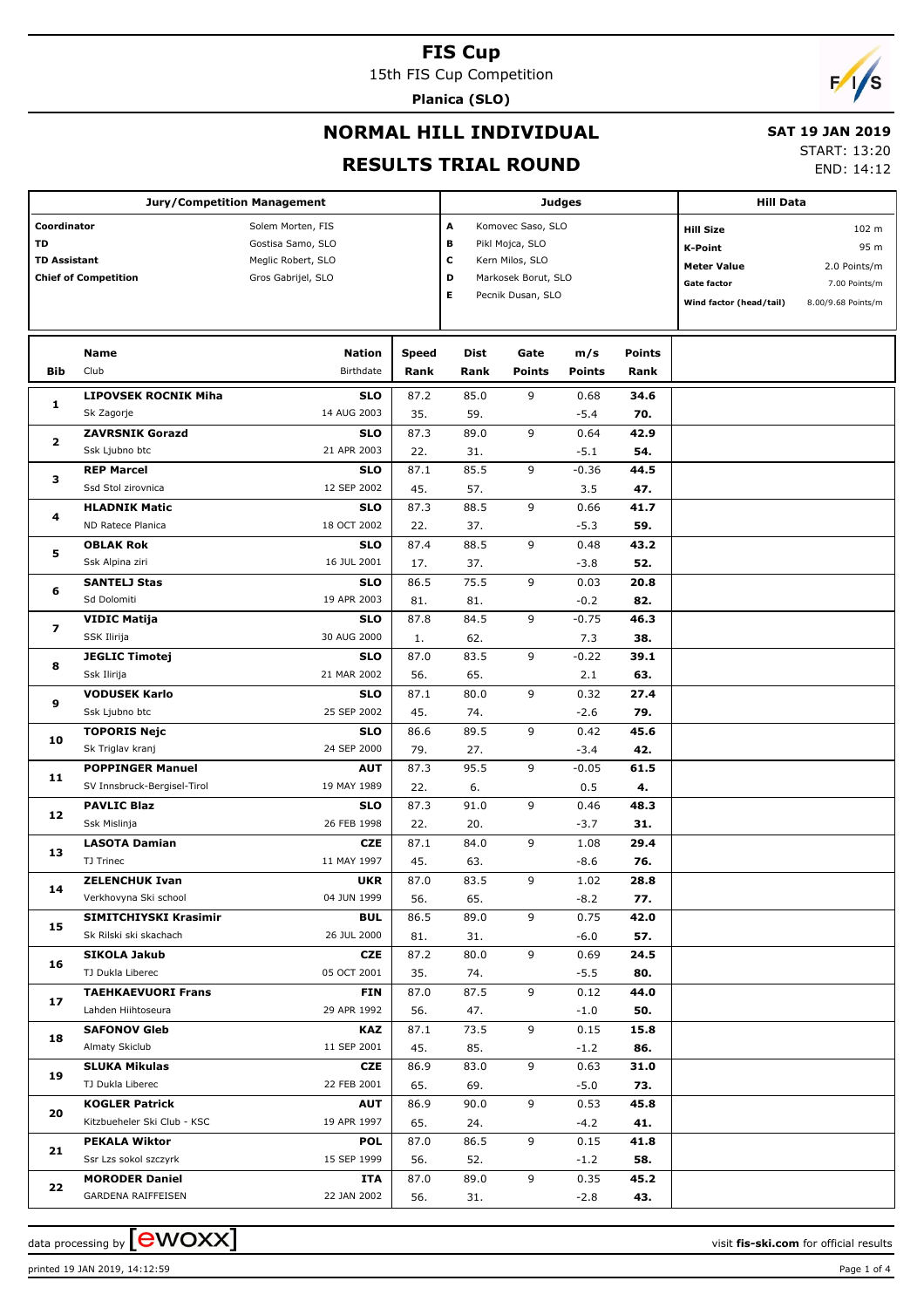# FIS Cup

15th FIS Cup Competition

**Planica (SLO)**

## NORMAL HILL INDIVIDUAL

## RESULTS TRIAL ROUND

**SAT 19 JAN 2019**

START: 13:20

END: 14:12

| Jury/Competition Management | |
|---|---|
| Coordinator | Solem Morten, FIS |
| TD | Gostisa Samo, SLO |
| TD Assistant | Meglic Robert, SLO |
| Chief of Competition | Gros Gabrijel, SLO |

| Judges | |
|---|---|
| A | Komovec Saso, SLO |
| B | Pikl Mojca, SLO |
| C | Kern Milos, SLO |
| D | Markosek Borut, SLO |
| E | Pecnik Dusan, SLO |

| Hill Data | |
|---|---|
| Hill Size | 102 m |
| K-Point | 95 m |
| Meter Value | 2.0 Points/m |
| Gate factor | 7.00 Points/m |
| Wind factor (head/tail) | 8.00/9.68 Points/m |

| Bib | Name / Club | Nation / Birthdate | Speed / Rank | Dist / Rank | Gate / Points | m/s / Points | Points / Rank |
|---|---|---|---|---|---|---|---|
| 1 | **LIPOVSEK ROCNIK Miha** | **SLO** | 87.2 | 85.0 | 9 | 0.68 | **34.6** |
| | Sk Zagorje | 14 AUG 2003 | 35. | 59. | | -5.4 | **70.** |
| 2 | **ZAVRSNIK Gorazd** | **SLO** | 87.3 | 89.0 | 9 | 0.64 | **42.9** |
| | Ssk Ljubno btc | 21 APR 2003 | 22. | 31. | | -5.1 | **54.** |
| 3 | **REP Marcel** | **SLO** | 87.1 | 85.5 | 9 | -0.36 | **44.5** |
| | Ssd Stol zirovnica | 12 SEP 2002 | 45. | 57. | | 3.5 | **47.** |
| 4 | **HLADNIK Matic** | **SLO** | 87.3 | 88.5 | 9 | 0.66 | **41.7** |
| | ND Ratece Planica | 18 OCT 2002 | 22. | 37. | | -5.3 | **59.** |
| 5 | **OBLAK Rok** | **SLO** | 87.4 | 88.5 | 9 | 0.48 | **43.2** |
| | Ssk Alpina ziri | 16 JUL 2001 | 17. | 37. | | -3.8 | **52.** |
| 6 | **SANTELJ Stas** | **SLO** | 86.5 | 75.5 | 9 | 0.03 | **20.8** |
| | Sd Dolomiti | 19 APR 2003 | 81. | 81. | | -0.2 | **82.** |
| 7 | **VIDIC Matija** | **SLO** | 87.8 | 84.5 | 9 | -0.75 | **46.3** |
| | SSK Ilirija | 30 AUG 2000 | 1. | 62. | | 7.3 | **38.** |
| 8 | **JEGLIC Timotej** | **SLO** | 87.0 | 83.5 | 9 | -0.22 | **39.1** |
| | Ssk Ilirija | 21 MAR 2002 | 56. | 65. | | 2.1 | **63.** |
| 9 | **VODUSEK Karlo** | **SLO** | 87.1 | 80.0 | 9 | 0.32 | **27.4** |
| | Ssk Ljubno btc | 25 SEP 2002 | 45. | 74. | | -2.6 | **79.** |
| 10 | **TOPORIS Nejc** | **SLO** | 86.6 | 89.5 | 9 | 0.42 | **45.6** |
| | Sk Triglav kranj | 24 SEP 2000 | 79. | 27. | | -3.4 | **42.** |
| 11 | **POPPINGER Manuel** | **AUT** | 87.3 | 95.5 | 9 | -0.05 | **61.5** |
| | SV Innsbruck-Bergisel-Tirol | 19 MAY 1989 | 22. | 6. | | 0.5 | **4.** |
| 12 | **PAVLIC Blaz** | **SLO** | 87.3 | 91.0 | 9 | 0.46 | **48.3** |
| | Ssk Mislinja | 26 FEB 1998 | 22. | 20. | | -3.7 | **31.** |
| 13 | **LASOTA Damian** | **CZE** | 87.1 | 84.0 | 9 | 1.08 | **29.4** |
| | TJ Trinec | 11 MAY 1997 | 45. | 63. | | -8.6 | **76.** |
| 14 | **ZELENCHUK Ivan** | **UKR** | 87.0 | 83.5 | 9 | 1.02 | **28.8** |
| | Verkhovyna Ski school | 04 JUN 1999 | 56. | 65. | | -8.2 | **77.** |
| 15 | **SIMITCHIYSKI Krasimir** | **BUL** | 86.5 | 89.0 | 9 | 0.75 | **42.0** |
| | Sk Rilski skachach | 26 JUL 2000 | 81. | 31. | | -6.0 | **57.** |
| 16 | **SIKOLA Jakub** | **CZE** | 87.2 | 80.0 | 9 | 0.69 | **24.5** |
| | TJ Dukla Liberec | 05 OCT 2001 | 35. | 74. | | -5.5 | **80.** |
| 17 | **TAEHKAEVUORI Frans** | **FIN** | 87.0 | 87.5 | 9 | 0.12 | **44.0** |
| | Lahden Hiihtoseura | 29 APR 1992 | 56. | 47. | | -1.0 | **50.** |
| 18 | **SAFONOV Gleb** | **KAZ** | 87.1 | 73.5 | 9 | 0.15 | **15.8** |
| | Almaty Skiclub | 11 SEP 2001 | 45. | 85. | | -1.2 | **86.** |
| 19 | **SLUKA Mikulas** | **CZE** | 86.9 | 83.0 | 9 | 0.63 | **31.0** |
| | TJ Dukla Liberec | 22 FEB 2001 | 65. | 69. | | -5.0 | **73.** |
| 20 | **KOGLER Patrick** | **AUT** | 86.9 | 90.0 | 9 | 0.53 | **45.8** |
| | Kitzbueheler Ski Club - KSC | 19 APR 1997 | 65. | 24. | | -4.2 | **41.** |
| 21 | **PEKALA Wiktor** | **POL** | 87.0 | 86.5 | 9 | 0.15 | **41.8** |
| | Ssr Lzs sokol szczyrk | 15 SEP 1999 | 56. | 52. | | -1.2 | **58.** |
| 22 | **MORODER Daniel** | **ITA** | 87.0 | 89.0 | 9 | 0.35 | **45.2** |
| | GARDENA RAIFFEISEN | 22 JAN 2002 | 56. | 31. | | -2.8 | **43.** |

data processing by ewoxx — visit **fis-ski.com** for official results

printed 19 JAN 2019, 14:12:59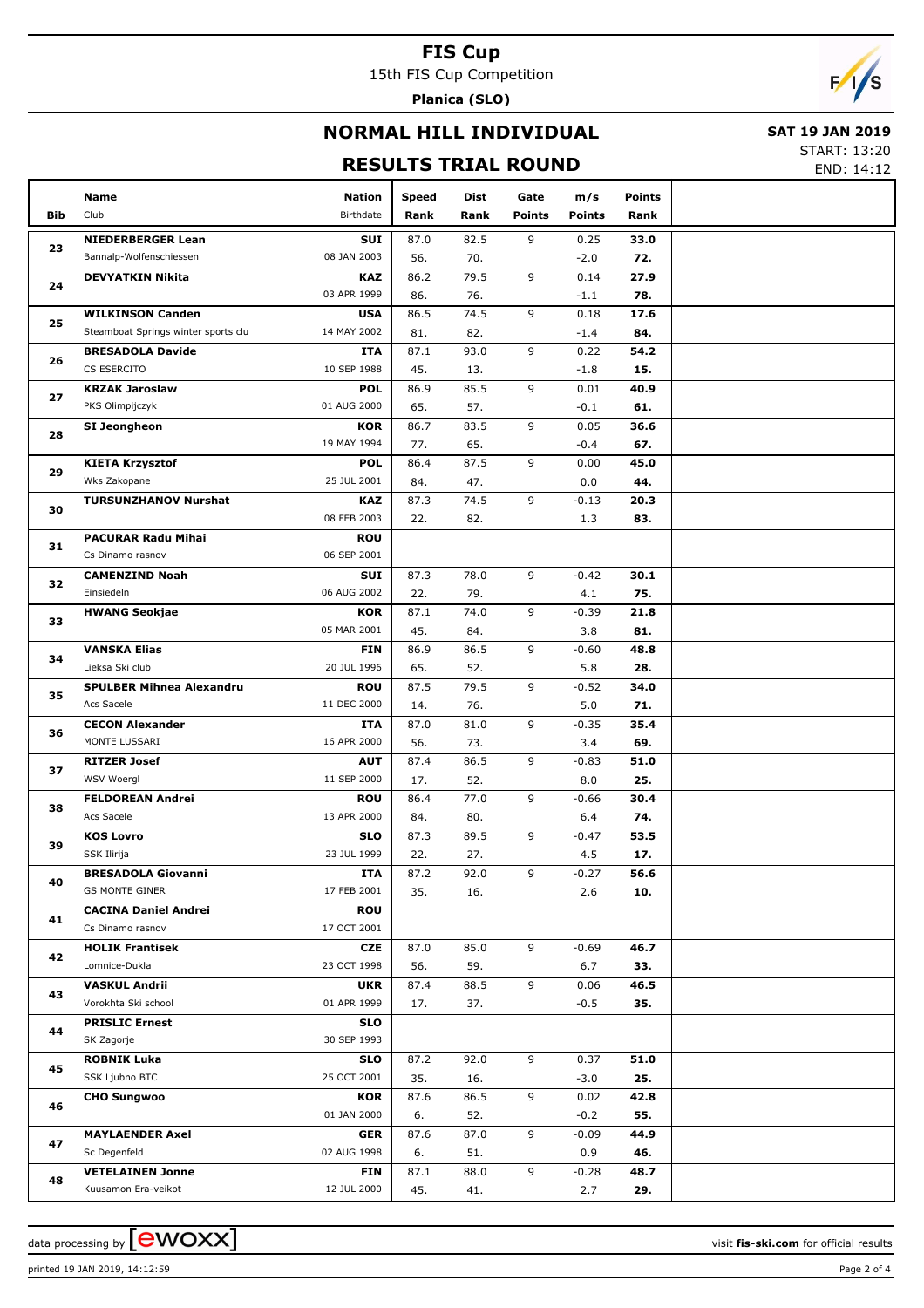# FIS Cup

15th FIS Cup Competition

**Planica (SLO)**

## NORMAL HILL INDIVIDUAL

**SAT 19 JAN 2019**

START: 13:20

END: 14:12

## RESULTS TRIAL ROUND

| Bib | Name / Club | Nation / Birthdate | Speed / Rank | Dist / Rank | Gate / Points | m/s / Points | Points / Rank |
|---|---|---|---|---|---|---|---|
| 23 | **NIEDERBERGER Lean**<br>Bannalp-Wolfenschiessen | **SUI**<br>08 JAN 2003 | 87.0<br>56. | 82.5<br>70. | 9 | 0.25<br>-2.0 | **33.0**<br>**72.** |
| 24 | **DEVYATKIN Nikita** | **KAZ**<br>03 APR 1999 | 86.2<br>86. | 79.5<br>76. | 9 | 0.14<br>-1.1 | **27.9**<br>**78.** |
| 25 | **WILKINSON Canden**<br>Steamboat Springs winter sports clu | **USA**<br>14 MAY 2002 | 86.5<br>81. | 74.5<br>82. | 9 | 0.18<br>-1.4 | **17.6**<br>**84.** |
| 26 | **BRESADOLA Davide**<br>CS ESERCITO | **ITA**<br>10 SEP 1988 | 87.1<br>45. | 93.0<br>13. | 9 | 0.22<br>-1.8 | **54.2**<br>**15.** |
| 27 | **KRZAK Jaroslaw**<br>PKS Olimpijczyk | **POL**<br>01 AUG 2000 | 86.9<br>65. | 85.5<br>57. | 9 | 0.01<br>-0.1 | **40.9**<br>**61.** |
| 28 | **SI Jeongheon** | **KOR**<br>19 MAY 1994 | 86.7<br>77. | 83.5<br>65. | 9 | 0.05<br>-0.4 | **36.6**<br>**67.** |
| 29 | **KIETA Krzysztof**<br>Wks Zakopane | **POL**<br>25 JUL 2001 | 86.4<br>84. | 87.5<br>47. | 9 | 0.00<br>0.0 | **45.0**<br>**44.** |
| 30 | **TURSUNZHANOV Nurshat** | **KAZ**<br>08 FEB 2003 | 87.3<br>22. | 74.5<br>82. | 9 | -0.13<br>1.3 | **20.3**<br>**83.** |
| 31 | **PACURAR Radu Mihai**<br>Cs Dinamo rasnov | **ROU**<br>06 SEP 2001 | | | | | |
| 32 | **CAMENZIND Noah**<br>Einsiedeln | **SUI**<br>06 AUG 2002 | 87.3<br>22. | 78.0<br>79. | 9 | -0.42<br>4.1 | **30.1**<br>**75.** |
| 33 | **HWANG Seokjae** | **KOR**<br>05 MAR 2001 | 87.1<br>45. | 74.0<br>84. | 9 | -0.39<br>3.8 | **21.8**<br>**81.** |
| 34 | **VANSKA Elias**<br>Lieksa Ski club | **FIN**<br>20 JUL 1996 | 86.9<br>65. | 86.5<br>52. | 9 | -0.60<br>5.8 | **48.8**<br>**28.** |
| 35 | **SPULBER Mihnea Alexandru**<br>Acs Sacele | **ROU**<br>11 DEC 2000 | 87.5<br>14. | 79.5<br>76. | 9 | -0.52<br>5.0 | **34.0**<br>**71.** |
| 36 | **CECON Alexander**<br>MONTE LUSSARI | **ITA**<br>16 APR 2000 | 87.0<br>56. | 81.0<br>73. | 9 | -0.35<br>3.4 | **35.4**<br>**69.** |
| 37 | **RITZER Josef**<br>WSV Woergl | **AUT**<br>11 SEP 2000 | 87.4<br>17. | 86.5<br>52. | 9 | -0.83<br>8.0 | **51.0**<br>**25.** |
| 38 | **FELDOREAN Andrei**<br>Acs Sacele | **ROU**<br>13 APR 2000 | 86.4<br>84. | 77.0<br>80. | 9 | -0.66<br>6.4 | **30.4**<br>**74.** |
| 39 | **KOS Lovro**<br>SSK Ilirija | **SLO**<br>23 JUL 1999 | 87.3<br>22. | 89.5<br>27. | 9 | -0.47<br>4.5 | **53.5**<br>**17.** |
| 40 | **BRESADOLA Giovanni**<br>GS MONTE GINER | **ITA**<br>17 FEB 2001 | 87.2<br>35. | 92.0<br>16. | 9 | -0.27<br>2.6 | **56.6**<br>**10.** |
| 41 | **CACINA Daniel Andrei**<br>Cs Dinamo rasnov | **ROU**<br>17 OCT 2001 | | | | | |
| 42 | **HOLIK Frantisek**<br>Lomnice-Dukla | **CZE**<br>23 OCT 1998 | 87.0<br>56. | 85.0<br>59. | 9 | -0.69<br>6.7 | **46.7**<br>**33.** |
| 43 | **VASKUL Andrii**<br>Vorokhta Ski school | **UKR**<br>01 APR 1999 | 87.4<br>17. | 88.5<br>37. | 9 | 0.06<br>-0.5 | **46.5**<br>**35.** |
| 44 | **PRISLIC Ernest**<br>SK Zagorje | **SLO**<br>30 SEP 1993 | | | | | |
| 45 | **ROBNIK Luka**<br>SSK Ljubno BTC | **SLO**<br>25 OCT 2001 | 87.2<br>35. | 92.0<br>16. | 9 | 0.37<br>-3.0 | **51.0**<br>**25.** |
| 46 | **CHO Sungwoo** | **KOR**<br>01 JAN 2000 | 87.6<br>6. | 86.5<br>52. | 9 | 0.02<br>-0.2 | **42.8**<br>**55.** |
| 47 | **MAYLAENDER Axel**<br>Sc Degenfeld | **GER**<br>02 AUG 1998 | 87.6<br>6. | 87.0<br>51. | 9 | -0.09<br>0.9 | **44.9**<br>**46.** |
| 48 | **VETELAINEN Jonne**<br>Kuusamon Era-veikot | **FIN**<br>12 JUL 2000 | 87.1<br>45. | 88.0<br>41. | 9 | -0.28<br>2.7 | **48.7**<br>**29.** |

data processing by ewoxx — visit **fis-ski.com** for official results

printed 19 JAN 2019, 14:12:59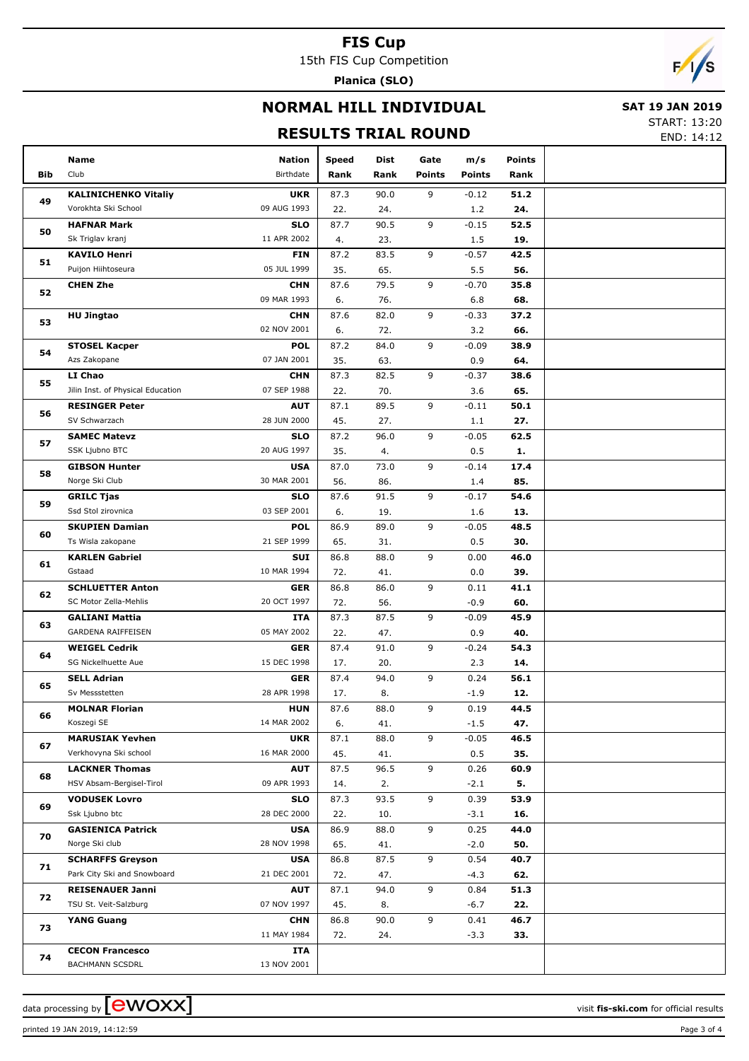# FIS Cup

15th FIS Cup Competition

**Planica (SLO)**

## NORMAL HILL INDIVIDUAL

**SAT 19 JAN 2019**

START: 13:20

END: 14:12

## RESULTS TRIAL ROUND

| Bib | Name / Club | Nation / Birthdate | Speed / Rank | Dist / Rank | Gate / Points | m/s / Points | Points / Rank |
|---|---|---|---|---|---|---|---|
| 49 | **KALINICHENKO Vitaliy**<br>Vorokhta Ski School | **UKR**<br>09 AUG 1993 | 87.3<br>22. | 90.0<br>24. | 9 | -0.12<br>1.2 | **51.2**<br>**24.** |
| 50 | **HAFNAR Mark**<br>Sk Triglav kranj | **SLO**<br>11 APR 2002 | 87.7<br>4. | 90.5<br>23. | 9 | -0.15<br>1.5 | **52.5**<br>**19.** |
| 51 | **KAVILO Henri**<br>Puijon Hiihtoseura | **FIN**<br>05 JUL 1999 | 87.2<br>35. | 83.5<br>65. | 9 | -0.57<br>5.5 | **42.5**<br>**56.** |
| 52 | **CHEN Zhe** | **CHN**<br>09 MAR 1993 | 87.6<br>6. | 79.5<br>76. | 9 | -0.70<br>6.8 | **35.8**<br>**68.** |
| 53 | **HU Jingtao** | **CHN**<br>02 NOV 2001 | 87.6<br>6. | 82.0<br>72. | 9 | -0.33<br>3.2 | **37.2**<br>**66.** |
| 54 | **STOSEL Kacper**<br>Azs Zakopane | **POL**<br>07 JAN 2001 | 87.2<br>35. | 84.0<br>63. | 9 | -0.09<br>0.9 | **38.9**<br>**64.** |
| 55 | **LI Chao**<br>Jilin Inst. of Physical Education | **CHN**<br>07 SEP 1988 | 87.3<br>22. | 82.5<br>70. | 9 | -0.37<br>3.6 | **38.6**<br>**65.** |
| 56 | **RESINGER Peter**<br>SV Schwarzach | **AUT**<br>28 JUN 2000 | 87.1<br>45. | 89.5<br>27. | 9 | -0.11<br>1.1 | **50.1**<br>**27.** |
| 57 | **SAMEC Matevz**<br>SSK Ljubno BTC | **SLO**<br>20 AUG 1997 | 87.2<br>35. | 96.0<br>4. | 9 | -0.05<br>0.5 | **62.5**<br>**1.** |
| 58 | **GIBSON Hunter**<br>Norge Ski Club | **USA**<br>30 MAR 2001 | 87.0<br>56. | 73.0<br>86. | 9 | -0.14<br>1.4 | **17.4**<br>**85.** |
| 59 | **GRILC Tjas**<br>Ssd Stol zirovnica | **SLO**<br>03 SEP 2001 | 87.6<br>6. | 91.5<br>19. | 9 | -0.17<br>1.6 | **54.6**<br>**13.** |
| 60 | **SKUPIEN Damian**<br>Ts Wisla zakopane | **POL**<br>21 SEP 1999 | 86.9<br>65. | 89.0<br>31. | 9 | -0.05<br>0.5 | **48.5**<br>**30.** |
| 61 | **KARLEN Gabriel**<br>Gstaad | **SUI**<br>10 MAR 1994 | 86.8<br>72. | 88.0<br>41. | 9 | 0.00<br>0.0 | **46.0**<br>**39.** |
| 62 | **SCHLUETTER Anton**<br>SC Motor Zella-Mehlis | **GER**<br>20 OCT 1997 | 86.8<br>72. | 86.0<br>56. | 9 | 0.11<br>-0.9 | **41.1**<br>**60.** |
| 63 | **GALIANI Mattia**<br>GARDENA RAIFFEISEN | **ITA**<br>05 MAY 2002 | 87.3<br>22. | 87.5<br>47. | 9 | -0.09<br>0.9 | **45.9**<br>**40.** |
| 64 | **WEIGEL Cedrik**<br>SG Nickelhuette Aue | **GER**<br>15 DEC 1998 | 87.4<br>17. | 91.0<br>20. | 9 | -0.24<br>2.3 | **54.3**<br>**14.** |
| 65 | **SELL Adrian**<br>Sv Messstetten | **GER**<br>28 APR 1998 | 87.4<br>17. | 94.0<br>8. | 9 | 0.24<br>-1.9 | **56.1**<br>**12.** |
| 66 | **MOLNAR Florian**<br>Koszegi SE | **HUN**<br>14 MAR 2002 | 87.6<br>6. | 88.0<br>41. | 9 | 0.19<br>-1.5 | **44.5**<br>**47.** |
| 67 | **MARUSIAK Yevhen**<br>Verkhovyna Ski school | **UKR**<br>16 MAR 2000 | 87.1<br>45. | 88.0<br>41. | 9 | -0.05<br>0.5 | **46.5**<br>**35.** |
| 68 | **LACKNER Thomas**<br>HSV Absam-Bergisel-Tirol | **AUT**<br>09 APR 1993 | 87.5<br>14. | 96.5<br>2. | 9 | 0.26<br>-2.1 | **60.9**<br>**5.** |
| 69 | **VODUSEK Lovro**<br>Ssk Ljubno btc | **SLO**<br>28 DEC 2000 | 87.3<br>22. | 93.5<br>10. | 9 | 0.39<br>-3.1 | **53.9**<br>**16.** |
| 70 | **GASIENICA Patrick**<br>Norge Ski club | **USA**<br>28 NOV 1998 | 86.9<br>65. | 88.0<br>41. | 9 | 0.25<br>-2.0 | **44.0**<br>**50.** |
| 71 | **SCHARFFS Greyson**<br>Park City Ski and Snowboard | **USA**<br>21 DEC 2001 | 86.8<br>72. | 87.5<br>47. | 9 | 0.54<br>-4.3 | **40.7**<br>**62.** |
| 72 | **REISENAUER Janni**<br>TSU St. Veit-Salzburg | **AUT**<br>07 NOV 1997 | 87.1<br>45. | 94.0<br>8. | 9 | 0.84<br>-6.7 | **51.3**<br>**22.** |
| 73 | **YANG Guang** | **CHN**<br>11 MAY 1984 | 86.8<br>72. | 90.0<br>24. | 9 | 0.41<br>-3.3 | **46.7**<br>**33.** |
| 74 | **CECON Francesco**<br>BACHMANN SCSDRL | **ITA**<br>13 NOV 2001 | | | | | |

data processing by ewoxx — visit **fis-ski.com** for official results

printed 19 JAN 2019, 14:12:59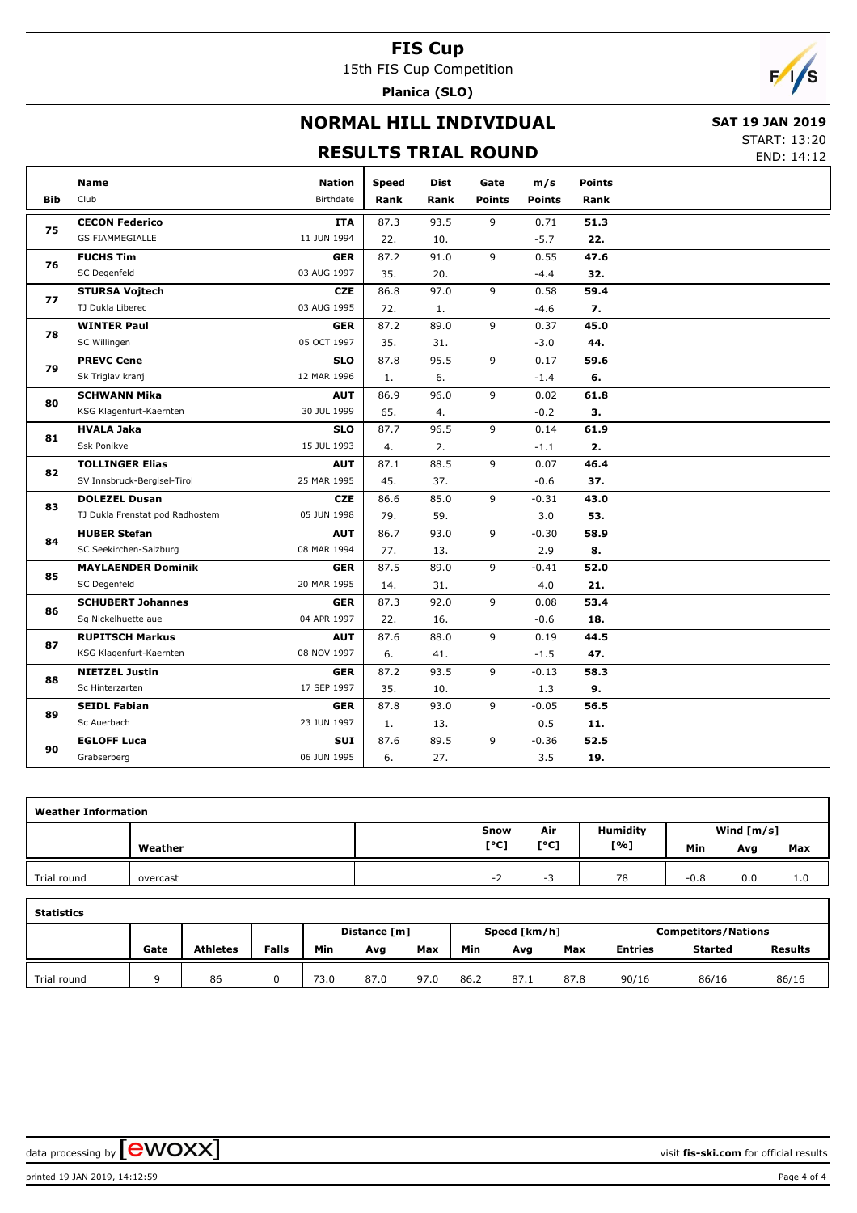# FIS Cup

15th FIS Cup Competition

**Planica (SLO)**

## NORMAL HILL INDIVIDUAL

**SAT 19 JAN 2019**

START: 13:20

END: 14:12

## RESULTS TRIAL ROUND

| Bib | Name<br>Club | Nation<br>Birthdate | Speed<br>Rank | Dist<br>Rank | Gate<br>Points | m/s<br>Points | Points<br>Rank |
|---|---|---|---|---|---|---|---|
| 75 | **CECON Federico**<br>GS FIAMMEGIALLE | **ITA**<br>11 JUN 1994 | 87.3<br>22. | 93.5<br>10. | 9 | 0.71<br>-5.7 | **51.3**<br>**22.** |
| 76 | **FUCHS Tim**<br>SC Degenfeld | **GER**<br>03 AUG 1997 | 87.2<br>35. | 91.0<br>20. | 9 | 0.55<br>-4.4 | **47.6**<br>**32.** |
| 77 | **STURSA Vojtech**<br>TJ Dukla Liberec | **CZE**<br>03 AUG 1995 | 86.8<br>72. | 97.0<br>1. | 9 | 0.58<br>-4.6 | **59.4**<br>**7.** |
| 78 | **WINTER Paul**<br>SC Willingen | **GER**<br>05 OCT 1997 | 87.2<br>35. | 89.0<br>31. | 9 | 0.37<br>-3.0 | **45.0**<br>**44.** |
| 79 | **PREVC Cene**<br>Sk Triglav kranj | **SLO**<br>12 MAR 1996 | 87.8<br>1. | 95.5<br>6. | 9 | 0.17<br>-1.4 | **59.6**<br>**6.** |
| 80 | **SCHWANN Mika**<br>KSG Klagenfurt-Kaernten | **AUT**<br>30 JUL 1999 | 86.9<br>65. | 96.0<br>4. | 9 | 0.02<br>-0.2 | **61.8**<br>**3.** |
| 81 | **HVALA Jaka**<br>Ssk Ponikve | **SLO**<br>15 JUL 1993 | 87.7<br>4. | 96.5<br>2. | 9 | 0.14<br>-1.1 | **61.9**<br>**2.** |
| 82 | **TOLLINGER Elias**<br>SV Innsbruck-Bergisel-Tirol | **AUT**<br>25 MAR 1995 | 87.1<br>45. | 88.5<br>37. | 9 | 0.07<br>-0.6 | **46.4**<br>**37.** |
| 83 | **DOLEZEL Dusan**<br>TJ Dukla Frenstat pod Radhostem | **CZE**<br>05 JUN 1998 | 86.6<br>79. | 85.0<br>59. | 9 | -0.31<br>3.0 | **43.0**<br>**53.** |
| 84 | **HUBER Stefan**<br>SC Seekirchen-Salzburg | **AUT**<br>08 MAR 1994 | 86.7<br>77. | 93.0<br>13. | 9 | -0.30<br>2.9 | **58.9**<br>**8.** |
| 85 | **MAYLAENDER Dominik**<br>SC Degenfeld | **GER**<br>20 MAR 1995 | 87.5<br>14. | 89.0<br>31. | 9 | -0.41<br>4.0 | **52.0**<br>**21.** |
| 86 | **SCHUBERT Johannes**<br>Sg Nickelhuette aue | **GER**<br>04 APR 1997 | 87.3<br>22. | 92.0<br>16. | 9 | 0.08<br>-0.6 | **53.4**<br>**18.** |
| 87 | **RUPITSCH Markus**<br>KSG Klagenfurt-Kaernten | **AUT**<br>08 NOV 1997 | 87.6<br>6. | 88.0<br>41. | 9 | 0.19<br>-1.5 | **44.5**<br>**47.** |
| 88 | **NIETZEL Justin**<br>Sc Hinterzarten | **GER**<br>17 SEP 1997 | 87.2<br>35. | 93.5<br>10. | 9 | -0.13<br>1.3 | **58.3**<br>**9.** |
| 89 | **SEIDL Fabian**<br>Sc Auerbach | **GER**<br>23 JUN 1997 | 87.8<br>1. | 93.0<br>13. | 9 | -0.05<br>0.5 | **56.5**<br>**11.** |
| 90 | **EGLOFF Luca**<br>Grabserberg | **SUI**<br>06 JUN 1995 | 87.6<br>6. | 89.5<br>27. | 9 | -0.36<br>3.5 | **52.5**<br>**19.** |

**Weather Information**

| | Weather | Snow [°C] | Air [°C] | Humidity [%] | Wind [m/s] Min | Avg | Max |
|---|---|---|---|---|---|---|---|
| Trial round | overcast | -2 | -3 | 78 | -0.8 | 0.0 | 1.0 |

**Statistics**

| | Gate | Athletes | Falls | Distance [m] Min | Avg | Max | Speed [km/h] Min | Avg | Max | Competitors/Nations Entries | Started | Results |
|---|---|---|---|---|---|---|---|---|---|---|---|---|
| Trial round | 9 | 86 | 0 | 73.0 | 87.0 | 97.0 | 86.2 | 87.1 | 87.8 | 90/16 | 86/16 | 86/16 |

data processing by ewoxx — visit **fis-ski.com** for official results

printed 19 JAN 2019, 14:12:59